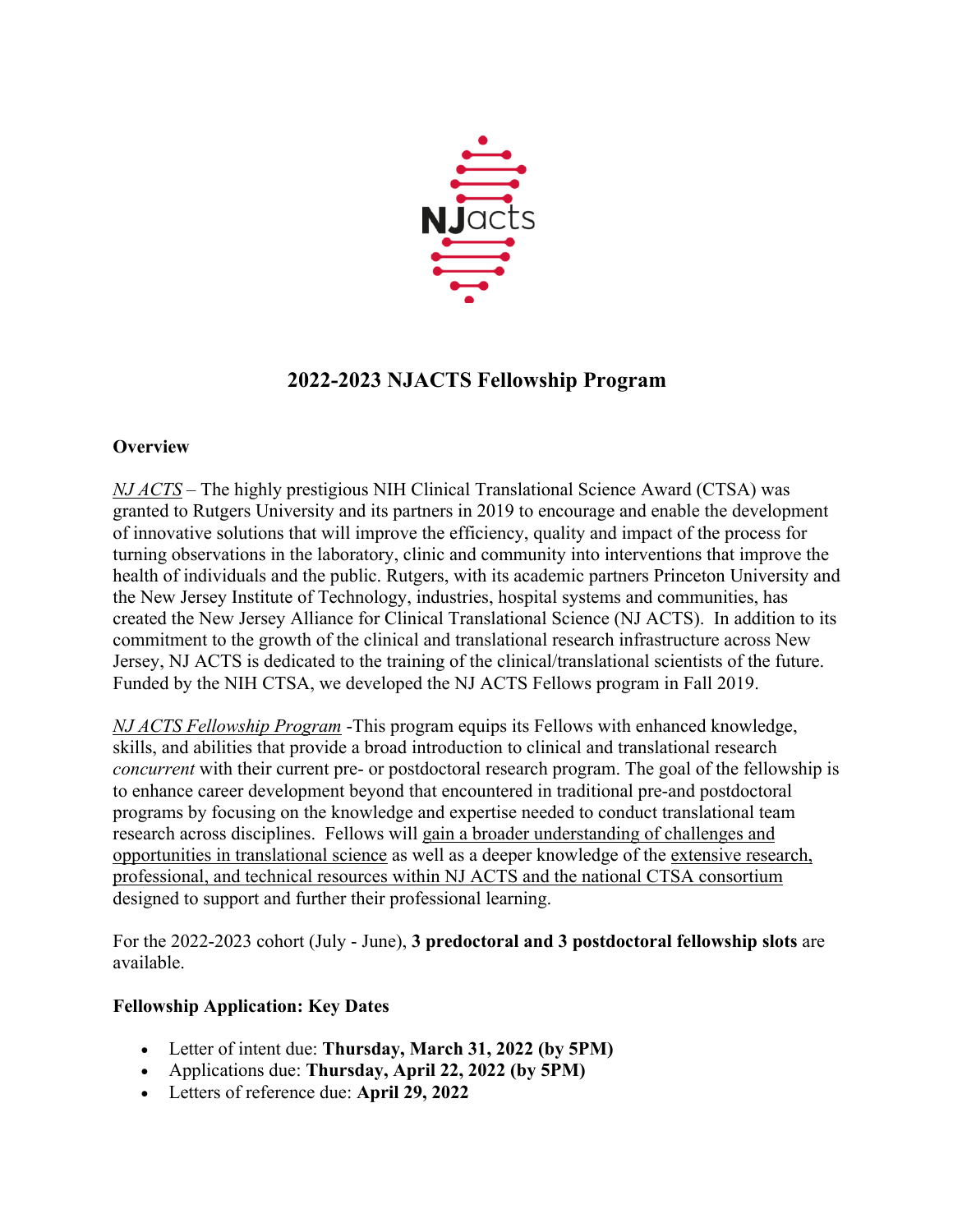# 2022-2023 NJACTS Fellowship Program

## Overview

*NJ ACTS* – The highly prestigious NIH Clinical Translational Science Award (CTSA) was granted to Rutgers University and its partners in 2019 to encourage and enable the development of innovative solutions that will improve the efficiency, quality and impact of the process for turning observations in the laboratory, clinic and community into interventions that improve the health of individuals and the public. Rutgers, with its academic partners Princeton University and the New Jersey Institute of Technology, industries, hospital systems and communities, has created the New Jersey Alliance for Clinical Translational Science (NJ ACTS). In addition to its commitment to the growth of the clinical and translational research infrastructure across New Jersey, NJ ACTS is dedicated to the training of the clinical/translational scientists of the future. Funded by the NIH CTSA, we developed the NJ ACTS Fellows program in Fall 2019.

*NJ ACTS Fellowship Program* -This program equips its Fellows with enhanced knowledge, skills, and abilities that provide a broad introduction to clinical and translational research *concurrent* with their current pre- or postdoctoral research program. The goal of the fellowship is to enhance career development beyond that encountered in traditional pre-and postdoctoral programs by focusing on the knowledge and expertise needed to conduct translational team research across disciplines. Fellows will gain a broader understanding of challenges and opportunities in translational science as well as a deeper knowledge of the extensive research, professional, and technical resources within NJ ACTS and the national CTSA consortium designed to support and further their professional learning.

For the 2022-2023 cohort (July - June), **3 predoctoral and 3 postdoctoral fellowship slots** are available.

## Fellowship Application: Key Dates

- Letter of intent due: **Thursday, March 31, 2022 (by 5PM)**
- Applications due: **Thursday, April 22, 2022 (by 5PM)**
- Letters of reference due: **April 29, 2022**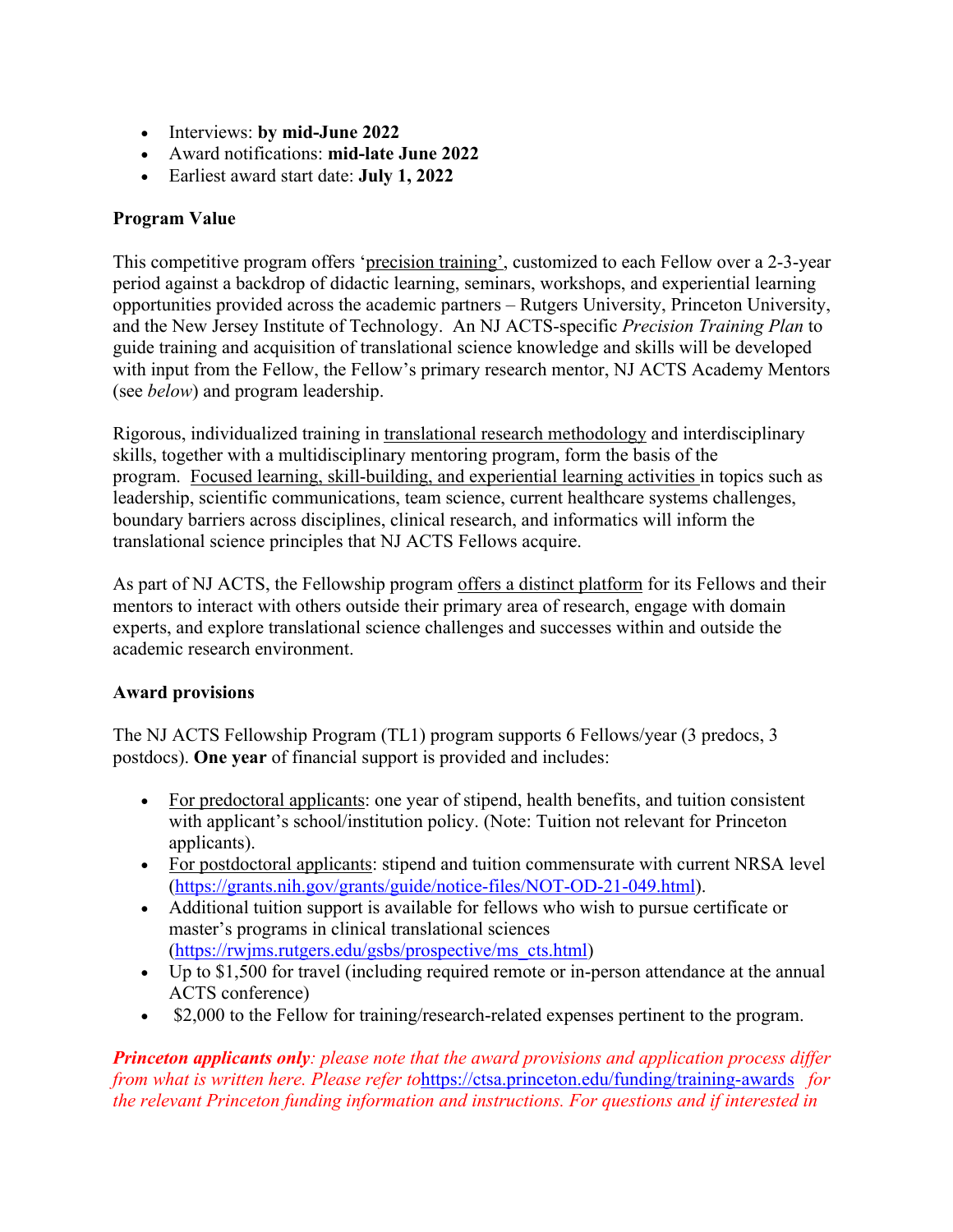- Interviews: **by mid-June 2022**
- Award notifications: **mid-late June 2022**
- Earliest award start date: **July 1, 2022**

**Program Value**

This competitive program offers 'precision training', customized to each Fellow over a 2-3-year period against a backdrop of didactic learning, seminars, workshops, and experiential learning opportunities provided across the academic partners – Rutgers University, Princeton University, and the New Jersey Institute of Technology. An NJ ACTS-specific *Precision Training Plan* to guide training and acquisition of translational science knowledge and skills will be developed with input from the Fellow, the Fellow's primary research mentor, NJ ACTS Academy Mentors (see *below*) and program leadership.

Rigorous, individualized training in translational research methodology and interdisciplinary skills, together with a multidisciplinary mentoring program, form the basis of the program. Focused learning, skill-building, and experiential learning activities in topics such as leadership, scientific communications, team science, current healthcare systems challenges, boundary barriers across disciplines, clinical research, and informatics will inform the translational science principles that NJ ACTS Fellows acquire.

As part of NJ ACTS, the Fellowship program offers a distinct platform for its Fellows and their mentors to interact with others outside their primary area of research, engage with domain experts, and explore translational science challenges and successes within and outside the academic research environment.

**Award provisions**

The NJ ACTS Fellowship Program (TL1) program supports 6 Fellows/year (3 predocs, 3 postdocs). **One year** of financial support is provided and includes:

- For predoctoral applicants: one year of stipend, health benefits, and tuition consistent with applicant's school/institution policy. (Note: Tuition not relevant for Princeton applicants).
- For postdoctoral applicants: stipend and tuition commensurate with current NRSA level (https://grants.nih.gov/grants/guide/notice-files/NOT-OD-21-049.html).
- Additional tuition support is available for fellows who wish to pursue certificate or master's programs in clinical translational sciences (https://rwjms.rutgers.edu/gsbs/prospective/ms_cts.html)
- Up to $1,500 for travel (including required remote or in-person attendance at the annual ACTS conference)
- $2,000 to the Fellow for training/research-related expenses pertinent to the program.

***Princeton applicants only****: please note that the award provisions and application process differ from what is written here. Please refer to* https://ctsa.princeton.edu/funding/training-awards *for the relevant Princeton funding information and instructions. For questions and if interested in*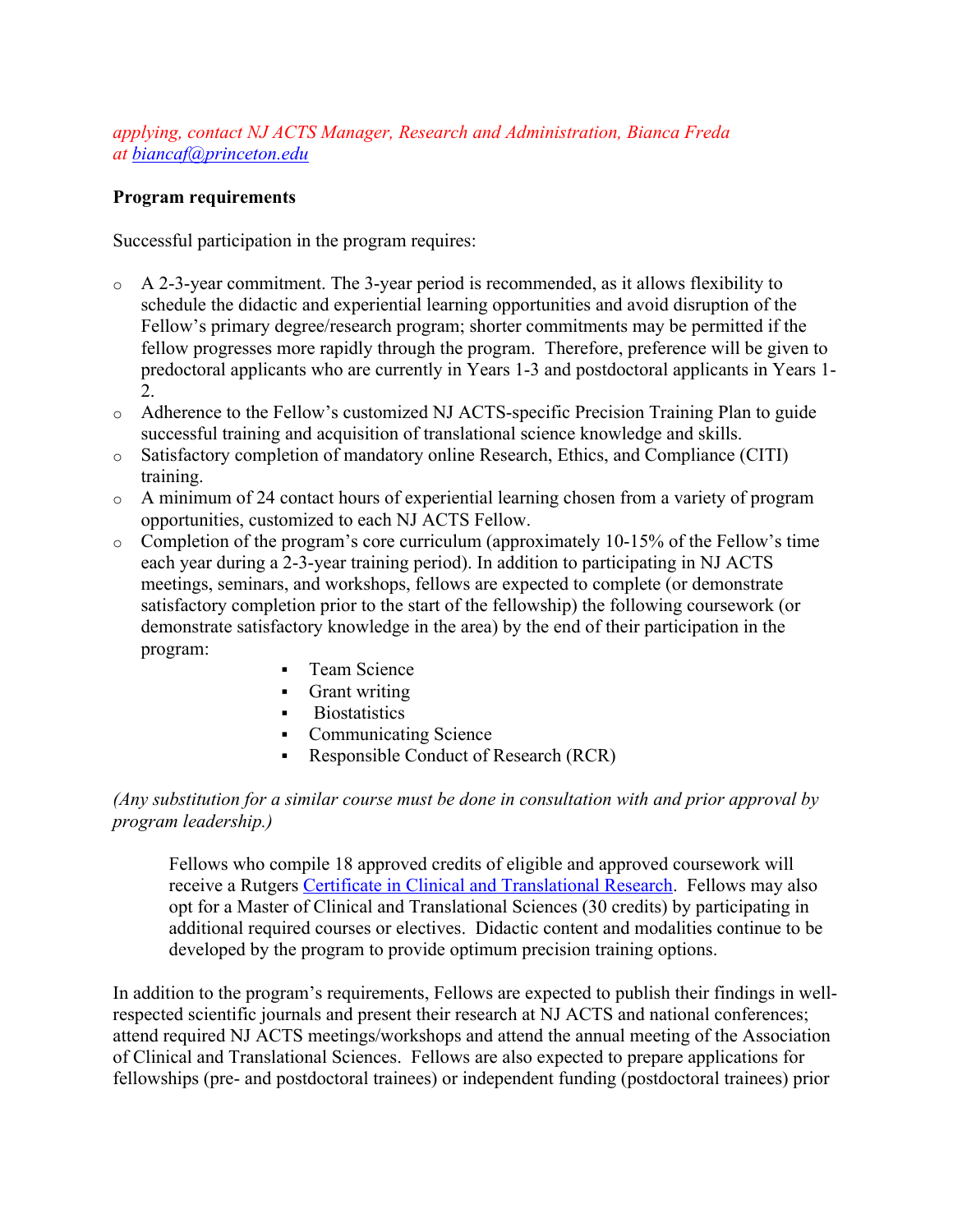*applying, contact NJ ACTS Manager, Research and Administration, Bianca Freda at [biancaf@princeton.edu](mailto:biancaf@princeton.edu)*

**Program requirements**

Successful participation in the program requires:

- A 2-3-year commitment. The 3-year period is recommended, as it allows flexibility to schedule the didactic and experiential learning opportunities and avoid disruption of the Fellow's primary degree/research program; shorter commitments may be permitted if the fellow progresses more rapidly through the program. Therefore, preference will be given to predoctoral applicants who are currently in Years 1-3 and postdoctoral applicants in Years 1-2.
- Adherence to the Fellow's customized NJ ACTS-specific Precision Training Plan to guide successful training and acquisition of translational science knowledge and skills.
- Satisfactory completion of mandatory online Research, Ethics, and Compliance (CITI) training.
- A minimum of 24 contact hours of experiential learning chosen from a variety of program opportunities, customized to each NJ ACTS Fellow.
- Completion of the program's core curriculum (approximately 10-15% of the Fellow's time each year during a 2-3-year training period). In addition to participating in NJ ACTS meetings, seminars, and workshops, fellows are expected to complete (or demonstrate satisfactory completion prior to the start of the fellowship) the following coursework (or demonstrate satisfactory knowledge in the area) by the end of their participation in the program:
  - Team Science
  - Grant writing
  - Biostatistics
  - Communicating Science
  - Responsible Conduct of Research (RCR)

*(Any substitution for a similar course must be done in consultation with and prior approval by program leadership.)*

> Fellows who compile 18 approved credits of eligible and approved coursework will receive a Rutgers Certificate in Clinical and Translational Research. Fellows may also opt for a Master of Clinical and Translational Sciences (30 credits) by participating in additional required courses or electives. Didactic content and modalities continue to be developed by the program to provide optimum precision training options.

In addition to the program's requirements, Fellows are expected to publish their findings in well-respected scientific journals and present their research at NJ ACTS and national conferences; attend required NJ ACTS meetings/workshops and attend the annual meeting of the Association of Clinical and Translational Sciences. Fellows are also expected to prepare applications for fellowships (pre- and postdoctoral trainees) or independent funding (postdoctoral trainees) prior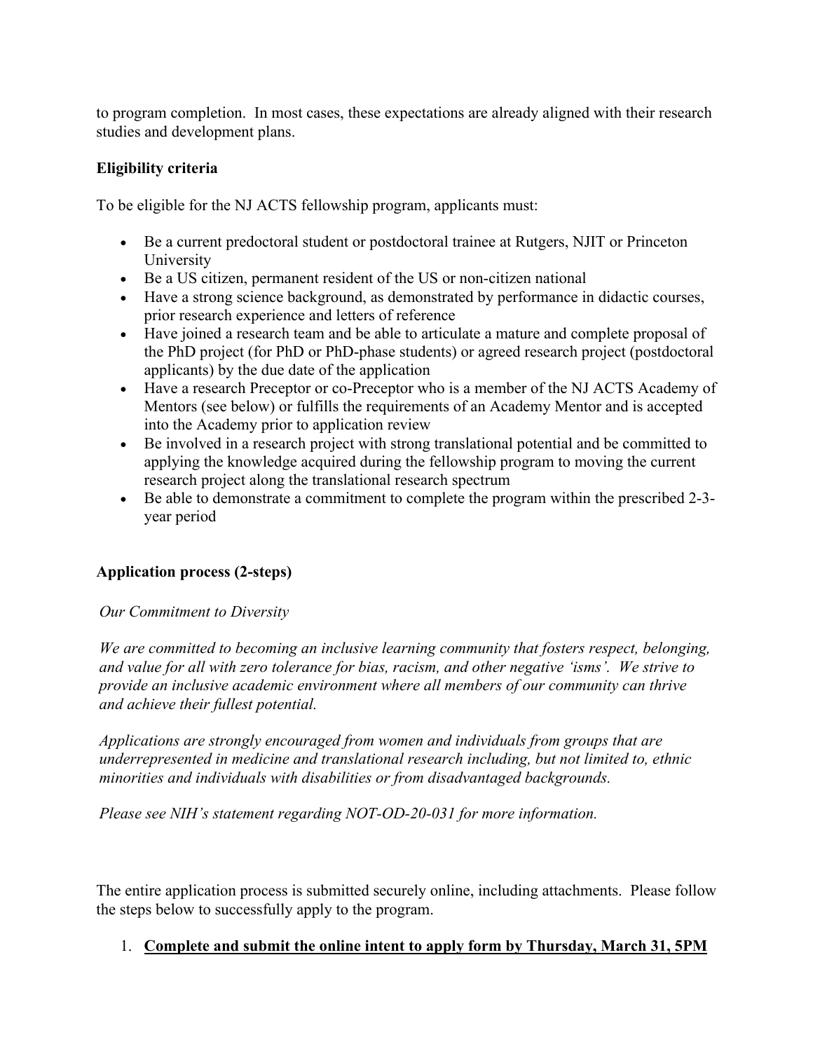to program completion. In most cases, these expectations are already aligned with their research studies and development plans.

**Eligibility criteria**

To be eligible for the NJ ACTS fellowship program, applicants must:

- Be a current predoctoral student or postdoctoral trainee at Rutgers, NJIT or Princeton University
- Be a US citizen, permanent resident of the US or non-citizen national
- Have a strong science background, as demonstrated by performance in didactic courses, prior research experience and letters of reference
- Have joined a research team and be able to articulate a mature and complete proposal of the PhD project (for PhD or PhD-phase students) or agreed research project (postdoctoral applicants) by the due date of the application
- Have a research Preceptor or co-Preceptor who is a member of the NJ ACTS Academy of Mentors (see below) or fulfills the requirements of an Academy Mentor and is accepted into the Academy prior to application review
- Be involved in a research project with strong translational potential and be committed to applying the knowledge acquired during the fellowship program to moving the current research project along the translational research spectrum
- Be able to demonstrate a commitment to complete the program within the prescribed 2-3-year period

**Application process (2-steps)**

*Our Commitment to Diversity*

*We are committed to becoming an inclusive learning community that fosters respect, belonging, and value for all with zero tolerance for bias, racism, and other negative 'isms'. We strive to provide an inclusive academic environment where all members of our community can thrive and achieve their fullest potential.*

*Applications are strongly encouraged from women and individuals from groups that are underrepresented in medicine and translational research including, but not limited to, ethnic minorities and individuals with disabilities or from disadvantaged backgrounds.*

*Please see NIH's statement regarding NOT-OD-20-031 for more information.*

The entire application process is submitted securely online, including attachments. Please follow the steps below to successfully apply to the program.

1. **Complete and submit the online intent to apply form by Thursday, March 31, 5PM**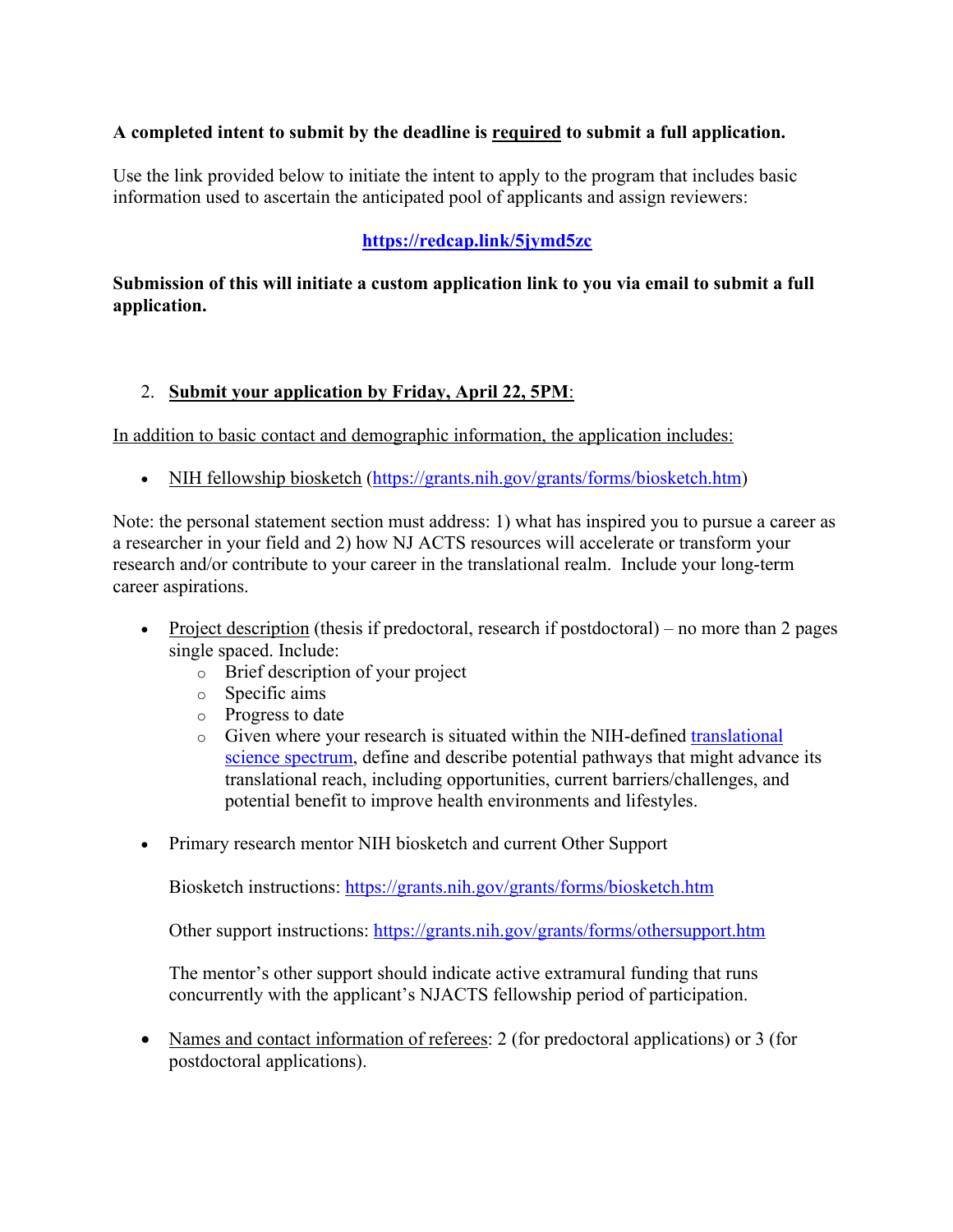**A completed intent to submit by the deadline is required to submit a full application.**

Use the link provided below to initiate the intent to apply to the program that includes basic information used to ascertain the anticipated pool of applicants and assign reviewers:

**https://redcap.link/5jymd5zc**

**Submission of this will initiate a custom application link to you via email to submit a full application.**

2. **Submit your application by Friday, April 22, 5PM**:

In addition to basic contact and demographic information, the application includes:

- NIH fellowship biosketch (https://grants.nih.gov/grants/forms/biosketch.htm)

Note: the personal statement section must address: 1) what has inspired you to pursue a career as a researcher in your field and 2) how NJ ACTS resources will accelerate or transform your research and/or contribute to your career in the translational realm. Include your long-term career aspirations.

- Project description (thesis if predoctoral, research if postdoctoral) – no more than 2 pages single spaced. Include:
  - Brief description of your project
  - Specific aims
  - Progress to date
  - Given where your research is situated within the NIH-defined translational science spectrum, define and describe potential pathways that might advance its translational reach, including opportunities, current barriers/challenges, and potential benefit to improve health environments and lifestyles.

- Primary research mentor NIH biosketch and current Other Support

  Biosketch instructions: https://grants.nih.gov/grants/forms/biosketch.htm

  Other support instructions: https://grants.nih.gov/grants/forms/othersupport.htm

  The mentor's other support should indicate active extramural funding that runs concurrently with the applicant's NJACTS fellowship period of participation.

- Names and contact information of referees: 2 (for predoctoral applications) or 3 (for postdoctoral applications).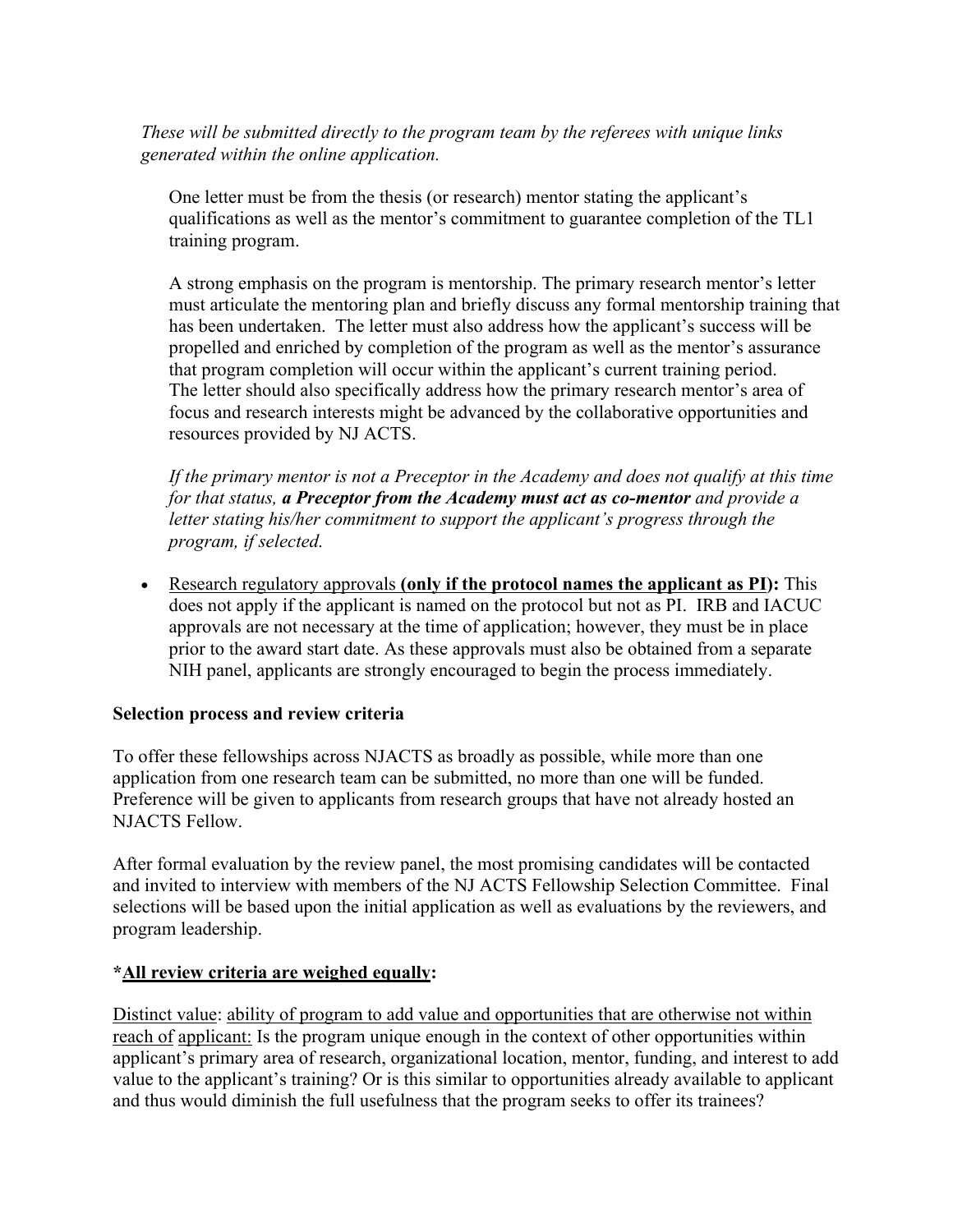*These will be submitted directly to the program team by the referees with unique links generated within the online application.*

One letter must be from the thesis (or research) mentor stating the applicant's qualifications as well as the mentor's commitment to guarantee completion of the TL1 training program.

A strong emphasis on the program is mentorship. The primary research mentor's letter must articulate the mentoring plan and briefly discuss any formal mentorship training that has been undertaken. The letter must also address how the applicant's success will be propelled and enriched by completion of the program as well as the mentor's assurance that program completion will occur within the applicant's current training period. The letter should also specifically address how the primary research mentor's area of focus and research interests might be advanced by the collaborative opportunities and resources provided by NJ ACTS.

*If the primary mentor is not a Preceptor in the Academy and does not qualify at this time for that status, **a Preceptor from the Academy must act as co-mentor** and provide a letter stating his/her commitment to support the applicant's progress through the program, if selected.*

- <u>Research regulatory approvals</u> **(<u>only if the protocol names the applicant as PI</u>):** This does not apply if the applicant is named on the protocol but not as PI. IRB and IACUC approvals are not necessary at the time of application; however, they must be in place prior to the award start date. As these approvals must also be obtained from a separate NIH panel, applicants are strongly encouraged to begin the process immediately.

**Selection process and review criteria**

To offer these fellowships across NJACTS as broadly as possible, while more than one application from one research team can be submitted, no more than one will be funded. Preference will be given to applicants from research groups that have not already hosted an NJACTS Fellow.

After formal evaluation by the review panel, the most promising candidates will be contacted and invited to interview with members of the NJ ACTS Fellowship Selection Committee. Final selections will be based upon the initial application as well as evaluations by the reviewers, and program leadership.

**\*<u>All review criteria are weighed equally</u>:**

<u>Distinct value</u>: <u>ability of program to add value and opportunities that are otherwise not within reach of applicant:</u> Is the program unique enough in the context of other opportunities within applicant's primary area of research, organizational location, mentor, funding, and interest to add value to the applicant's training? Or is this similar to opportunities already available to applicant and thus would diminish the full usefulness that the program seeks to offer its trainees?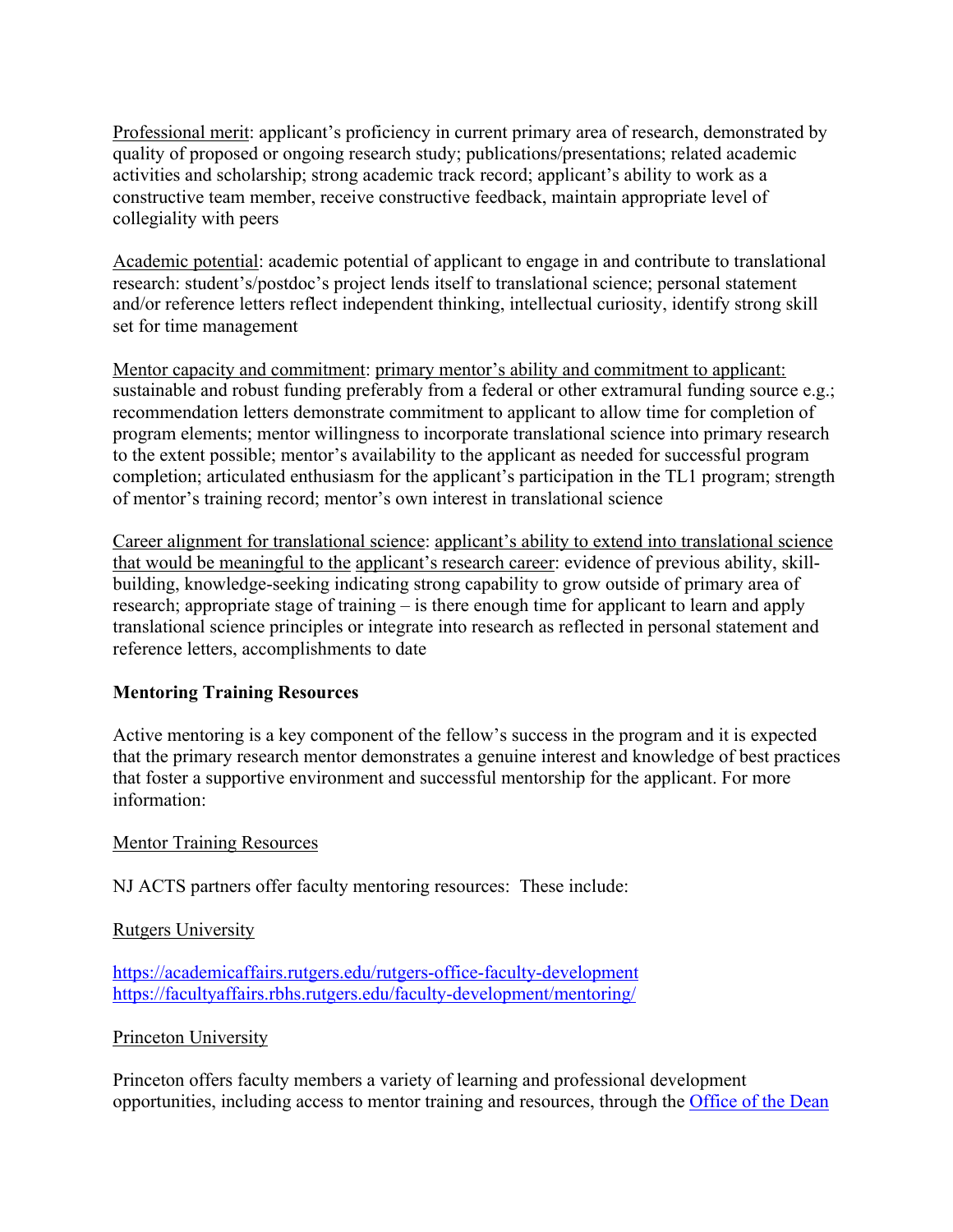Professional merit: applicant's proficiency in current primary area of research, demonstrated by quality of proposed or ongoing research study; publications/presentations; related academic activities and scholarship; strong academic track record; applicant's ability to work as a constructive team member, receive constructive feedback, maintain appropriate level of collegiality with peers

Academic potential: academic potential of applicant to engage in and contribute to translational research: student's/postdoc's project lends itself to translational science; personal statement and/or reference letters reflect independent thinking, intellectual curiosity, identify strong skill set for time management

Mentor capacity and commitment: primary mentor's ability and commitment to applicant: sustainable and robust funding preferably from a federal or other extramural funding source e.g.; recommendation letters demonstrate commitment to applicant to allow time for completion of program elements; mentor willingness to incorporate translational science into primary research to the extent possible; mentor's availability to the applicant as needed for successful program completion; articulated enthusiasm for the applicant's participation in the TL1 program; strength of mentor's training record; mentor's own interest in translational science

Career alignment for translational science: applicant's ability to extend into translational science that would be meaningful to the applicant's research career: evidence of previous ability, skill-building, knowledge-seeking indicating strong capability to grow outside of primary area of research; appropriate stage of training – is there enough time for applicant to learn and apply translational science principles or integrate into research as reflected in personal statement and reference letters, accomplishments to date

**Mentoring Training Resources**

Active mentoring is a key component of the fellow's success in the program and it is expected that the primary research mentor demonstrates a genuine interest and knowledge of best practices that foster a supportive environment and successful mentorship for the applicant. For more information:

Mentor Training Resources

NJ ACTS partners offer faculty mentoring resources: These include:

Rutgers University

https://academicaffairs.rutgers.edu/rutgers-office-faculty-development
https://facultyaffairs.rbhs.rutgers.edu/faculty-development/mentoring/

Princeton University

Princeton offers faculty members a variety of learning and professional development opportunities, including access to mentor training and resources, through the Office of the Dean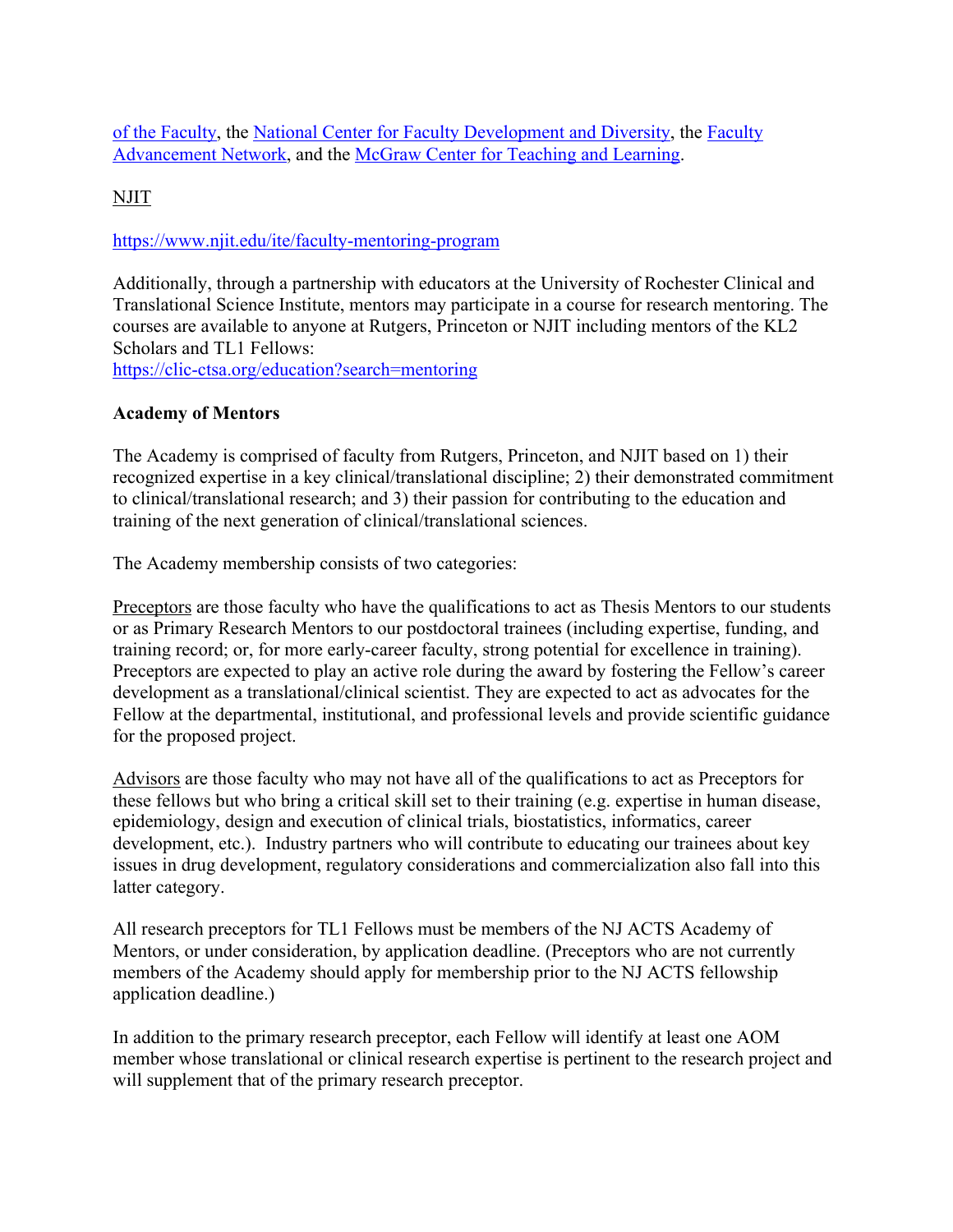of the Faculty, the National Center for Faculty Development and Diversity, the Faculty Advancement Network, and the McGraw Center for Teaching and Learning.

NJIT

https://www.njit.edu/ite/faculty-mentoring-program

Additionally, through a partnership with educators at the University of Rochester Clinical and Translational Science Institute, mentors may participate in a course for research mentoring. The courses are available to anyone at Rutgers, Princeton or NJIT including mentors of the KL2 Scholars and TL1 Fellows:
https://clic-ctsa.org/education?search=mentoring

**Academy of Mentors**

The Academy is comprised of faculty from Rutgers, Princeton, and NJIT based on 1) their recognized expertise in a key clinical/translational discipline; 2) their demonstrated commitment to clinical/translational research; and 3) their passion for contributing to the education and training of the next generation of clinical/translational sciences.

The Academy membership consists of two categories:

Preceptors are those faculty who have the qualifications to act as Thesis Mentors to our students or as Primary Research Mentors to our postdoctoral trainees (including expertise, funding, and training record; or, for more early-career faculty, strong potential for excellence in training). Preceptors are expected to play an active role during the award by fostering the Fellow's career development as a translational/clinical scientist. They are expected to act as advocates for the Fellow at the departmental, institutional, and professional levels and provide scientific guidance for the proposed project.

Advisors are those faculty who may not have all of the qualifications to act as Preceptors for these fellows but who bring a critical skill set to their training (e.g. expertise in human disease, epidemiology, design and execution of clinical trials, biostatistics, informatics, career development, etc.). Industry partners who will contribute to educating our trainees about key issues in drug development, regulatory considerations and commercialization also fall into this latter category.

All research preceptors for TL1 Fellows must be members of the NJ ACTS Academy of Mentors, or under consideration, by application deadline. (Preceptors who are not currently members of the Academy should apply for membership prior to the NJ ACTS fellowship application deadline.)

In addition to the primary research preceptor, each Fellow will identify at least one AOM member whose translational or clinical research expertise is pertinent to the research project and will supplement that of the primary research preceptor.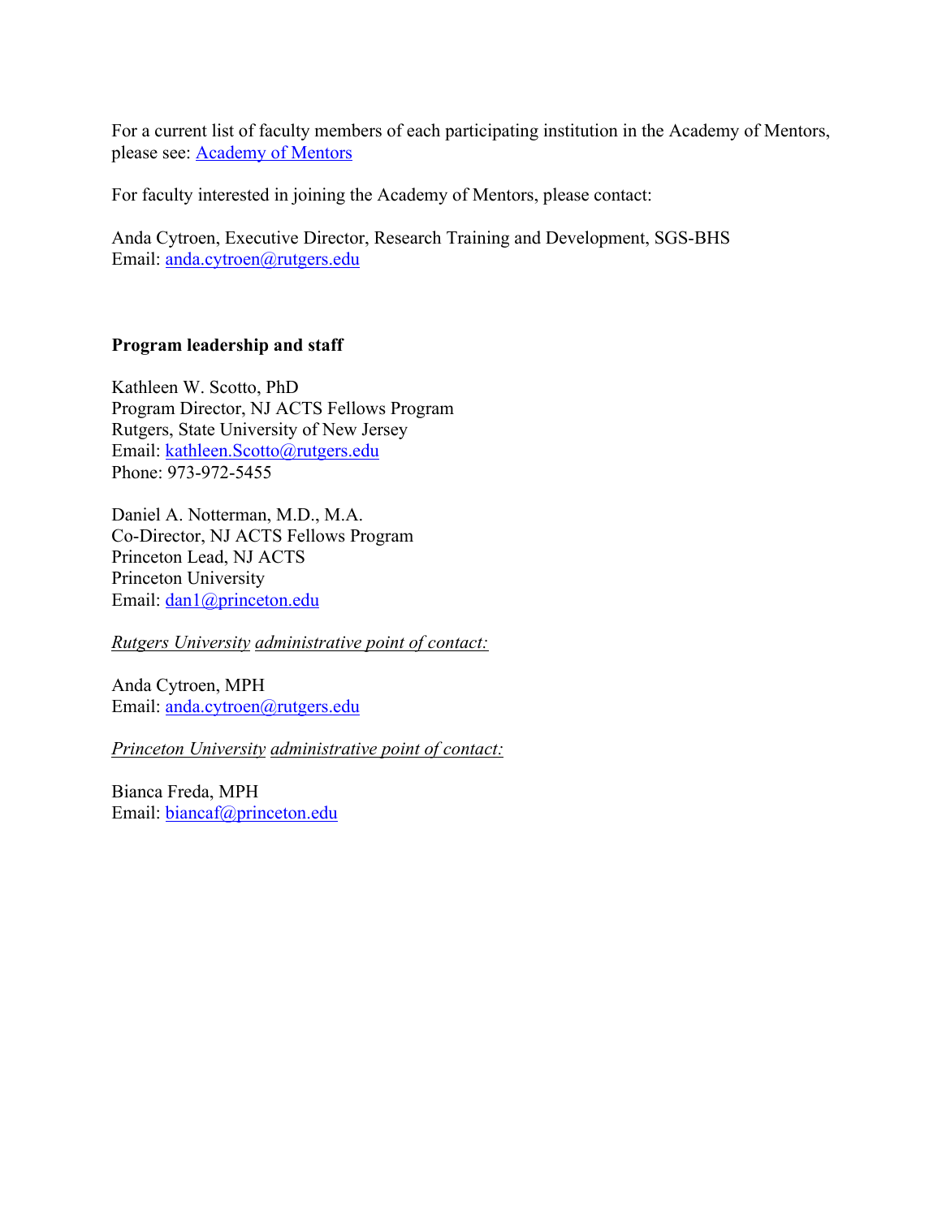For a current list of faculty members of each participating institution in the Academy of Mentors, please see: [Academy of Mentors]

For faculty interested in joining the Academy of Mentors, please contact:

Anda Cytroen, Executive Director, Research Training and Development, SGS-BHS
Email: anda.cytroen@rutgers.edu

**Program leadership and staff**

Kathleen W. Scotto, PhD
Program Director, NJ ACTS Fellows Program
Rutgers, State University of New Jersey
Email: kathleen.Scotto@rutgers.edu
Phone: 973-972-5455

Daniel A. Notterman, M.D., M.A.
Co-Director, NJ ACTS Fellows Program
Princeton Lead, NJ ACTS
Princeton University
Email: dan1@princeton.edu

*Rutgers University administrative point of contact:*

Anda Cytroen, MPH
Email: anda.cytroen@rutgers.edu

*Princeton University administrative point of contact:*

Bianca Freda, MPH
Email: biancaf@princeton.edu